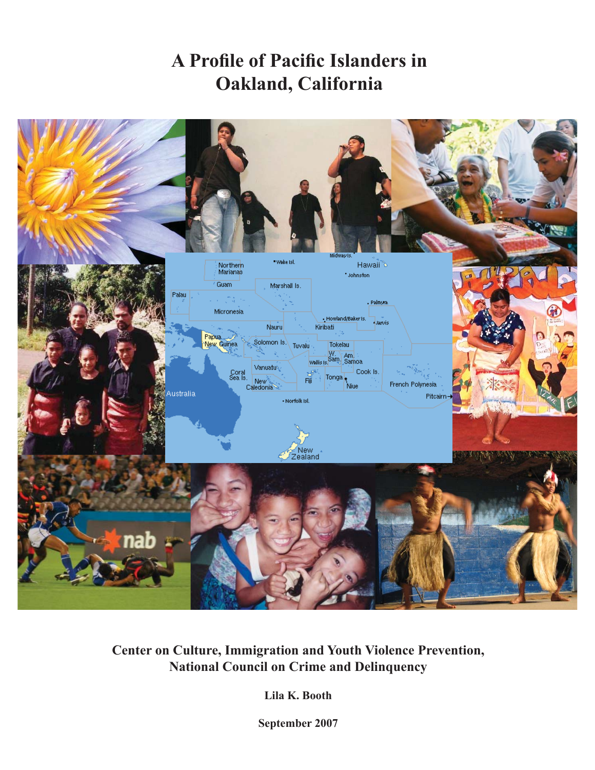# A Profile of Pacific Islanders in Oakland, California

**Center on Culture, Immigration and Youth Violence Prevention, National Council on Crime and Delinquency**

**Lila K. Booth**

**September 2007**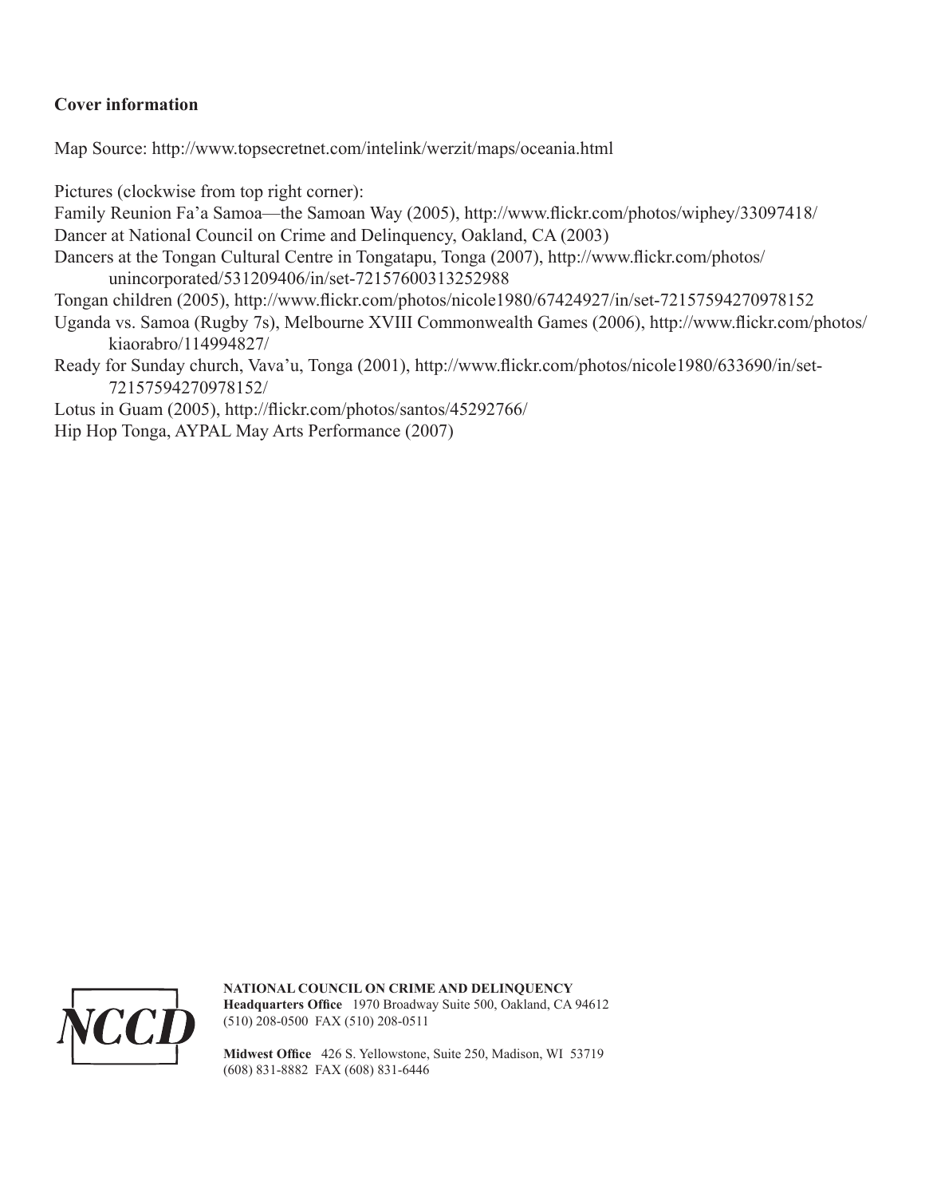**Cover information**

Map Source: http://www.topsecretnet.com/intelink/werzit/maps/oceania.html

Pictures (clockwise from top right corner):

Family Reunion Fa'a Samoa—the Samoan Way (2005), http://www.flickr.com/photos/wiphey/33097418/

Dancer at National Council on Crime and Delinquency, Oakland, CA (2003)

Dancers at the Tongan Cultural Centre in Tongatapu, Tonga (2007), http://www.flickr.com/photos/unincorporated/531209406/in/set-72157600313252988

Tongan children (2005), http://www.flickr.com/photos/nicole1980/67424927/in/set-72157594270978152

Uganda vs. Samoa (Rugby 7s), Melbourne XVIII Commonwealth Games (2006), http://www.flickr.com/photos/kiaorabro/114994827/

Ready for Sunday church, Vava'u, Tonga (2001), http://www.flickr.com/photos/nicole1980/633690/in/set-72157594270978152/

Lotus in Guam (2005), http://flickr.com/photos/santos/45292766/

Hip Hop Tonga, AYPAL May Arts Performance (2007)

NCCD

**NATIONAL COUNCIL ON CRIME AND DELINQUENCY**

**Headquarters Office** 1970 Broadway Suite 500, Oakland, CA 94612
(510) 208-0500 FAX (510) 208-0511

**Midwest Office** 426 S. Yellowstone, Suite 250, Madison, WI 53719
(608) 831-8882 FAX (608) 831-6446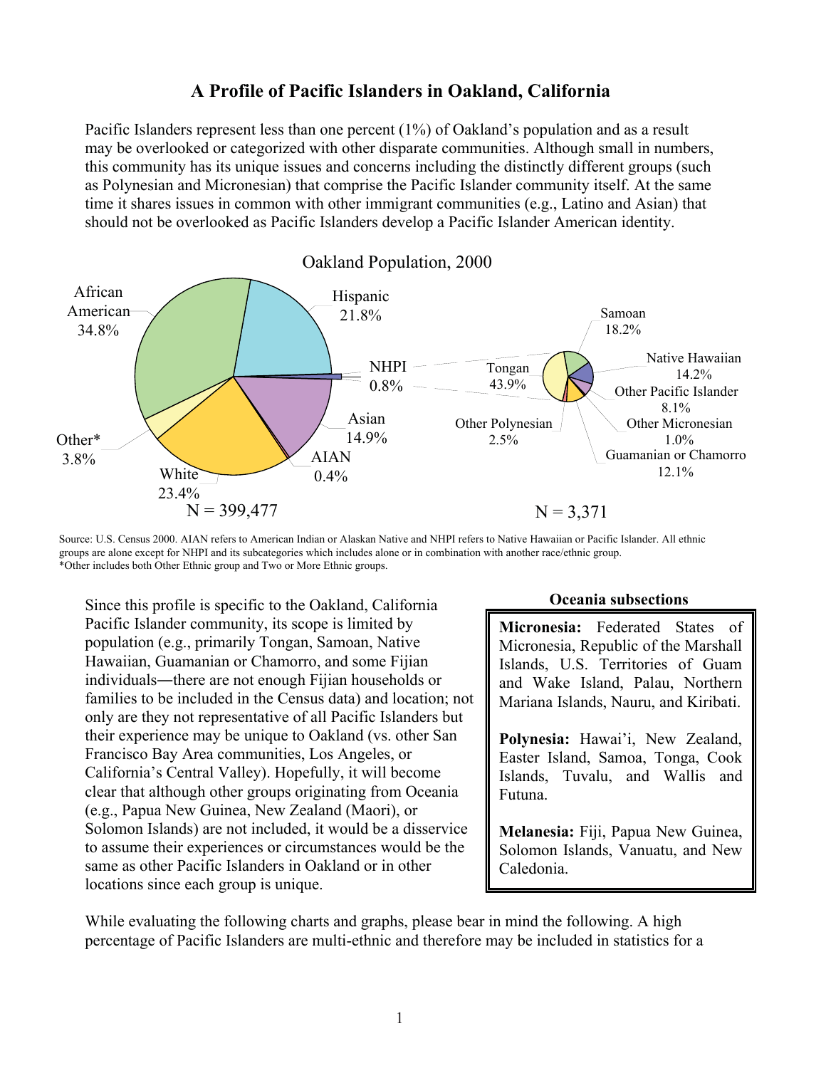# A Profile of Pacific Islanders in Oakland, California

Pacific Islanders represent less than one percent (1%) of Oakland's population and as a result may be overlooked or categorized with other disparate communities. Although small in numbers, this community has its unique issues and concerns including the distinctly different groups (such as Polynesian and Micronesian) that comprise the Pacific Islander community itself. At the same time it shares issues in common with other immigrant communities (e.g., Latino and Asian) that should not be overlooked as Pacific Islanders develop a Pacific Islander American identity.

Oakland Population, 2000

| Group | Percent |
|---|---|
| African American | 34.8% |
| Hispanic | 21.8% |
| NHPI | 0.8% |
| Asian | 14.9% |
| AIAN | 0.4% |
| White | 23.4% |
| Other* | 3.8% |

N = 399,477

| NHPI Subgroup | Percent |
|---|---|
| Tongan | 43.9% |
| Samoan | 18.2% |
| Native Hawaiian | 14.2% |
| Other Pacific Islander | 8.1% |
| Other Micronesian | 1.0% |
| Guamanian or Chamorro | 12.1% |
| Other Polynesian | 2.5% |

N = 3,371

Source: U.S. Census 2000. AIAN refers to American Indian or Alaskan Native and NHPI refers to Native Hawaiian or Pacific Islander. All ethnic groups are alone except for NHPI and its subcategories which includes alone or in combination with another race/ethnic group.
*Other includes both Other Ethnic group and Two or More Ethnic groups.

Since this profile is specific to the Oakland, California Pacific Islander community, its scope is limited by population (e.g., primarily Tongan, Samoan, Native Hawaiian, Guamanian or Chamorro, and some Fijian individuals―there are not enough Fijian households or families to be included in the Census data) and location; not only are they not representative of all Pacific Islanders but their experience may be unique to Oakland (vs. other San Francisco Bay Area communities, Los Angeles, or California's Central Valley). Hopefully, it will become clear that although other groups originating from Oceania (e.g., Papua New Guinea, New Zealand (Maori), or Solomon Islands) are not included, it would be a disservice to assume their experiences or circumstances would be the same as other Pacific Islanders in Oakland or in other locations since each group is unique.

**Oceania subsections**

**Micronesia:** Federated States of Micronesia, Republic of the Marshall Islands, U.S. Territories of Guam and Wake Island, Palau, Northern Mariana Islands, Nauru, and Kiribati.

**Polynesia:** Hawai'i, New Zealand, Easter Island, Samoa, Tonga, Cook Islands, Tuvalu, and Wallis and Futuna.

**Melanesia:** Fiji, Papua New Guinea, Solomon Islands, Vanuatu, and New Caledonia.

While evaluating the following charts and graphs, please bear in mind the following. A high percentage of Pacific Islanders are multi-ethnic and therefore may be included in statistics for a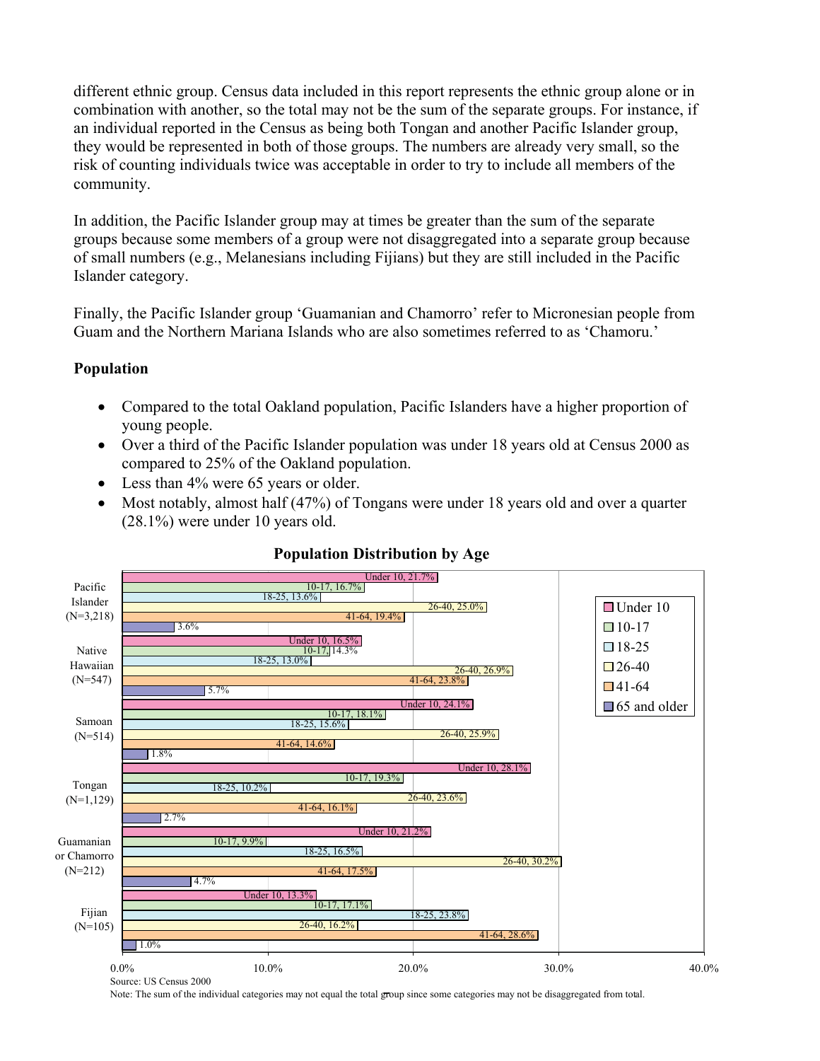different ethnic group. Census data included in this report represents the ethnic group alone or in combination with another, so the total may not be the sum of the separate groups. For instance, if an individual reported in the Census as being both Tongan and another Pacific Islander group, they would be represented in both of those groups. The numbers are already very small, so the risk of counting individuals twice was acceptable in order to try to include all members of the community.

In addition, the Pacific Islander group may at times be greater than the sum of the separate groups because some members of a group were not disaggregated into a separate group because of small numbers (e.g., Melanesians including Fijians) but they are still included in the Pacific Islander category.

Finally, the Pacific Islander group 'Guamanian and Chamorro' refer to Micronesian people from Guam and the Northern Mariana Islands who are also sometimes referred to as 'Chamoru.'

**Population**

- Compared to the total Oakland population, Pacific Islanders have a higher proportion of young people.
- Over a third of the Pacific Islander population was under 18 years old at Census 2000 as compared to 25% of the Oakland population.
- Less than 4% were 65 years or older.
- Most notably, almost half (47%) of Tongans were under 18 years old and over a quarter (28.1%) were under 10 years old.

**Population Distribution by Age**

| Group | Under 10 | 10-17 | 18-25 | 26-40 | 41-64 | 65 and older |
|---|---|---|---|---|---|---|
| Pacific Islander (N=3,218) | 21.7% | 16.7% | 13.6% | 25.0% | 19.4% | 3.6% |
| Native Hawaiian (N=547) | 16.5% | 14.3% | 13.0% | 26.9% | 23.8% | 5.7% |
| Samoan (N=514) | 24.1% | 18.1% | 15.6% | 25.9% | 14.6% | 1.8% |
| Tongan (N=1,129) | 28.1% | 19.3% | 10.2% | 23.6% | 16.1% | 2.7% |
| Guamanian or Chamorro (N=212) | 21.2% | 9.9% | 16.5% | 30.2% | 17.5% | 4.7% |
| Fijian (N=105) | 13.3% | 17.1% | 23.8% | 16.2% | 28.6% | 1.0% |

Source: US Census 2000

Note: The sum of the individual categories may not equal the total group since some categories may not be disaggregated from total.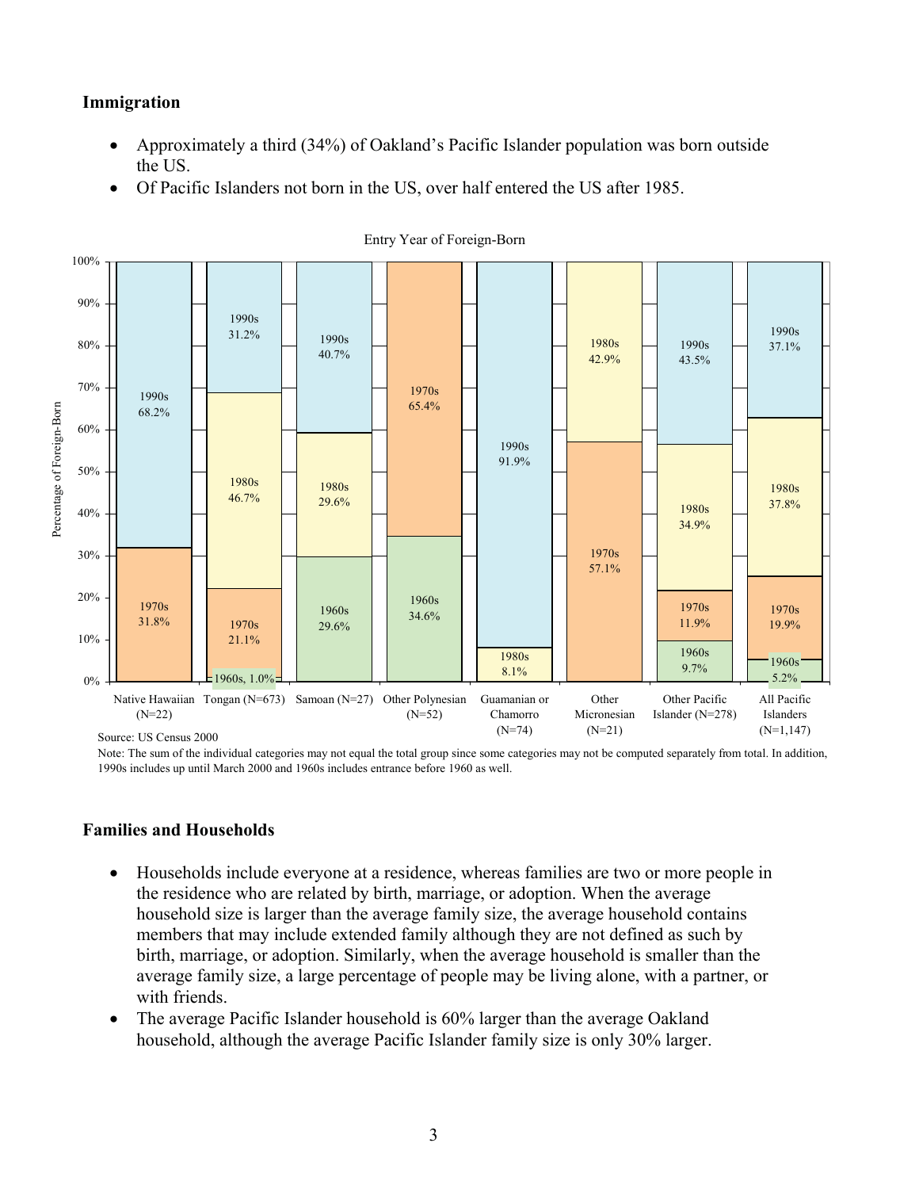## Immigration

- Approximately a third (34%) of Oakland's Pacific Islander population was born outside the US.
- Of Pacific Islanders not born in the US, over half entered the US after 1985.

Entry Year of Foreign-Born

| Group | 1960s | 1970s | 1980s | 1990s |
|---|---|---|---|---|
| Native Hawaiian (N=22) | | 31.8% | | 68.2% |
| Tongan (N=673) | 1.0% | 21.1% | 46.7% | 31.2% |
| Samoan (N=27) | 29.6% | | 29.6% | 40.7% |
| Other Polynesian (N=52) | 34.6% | 65.4% | | |
| Guamanian or Chamorro (N=74) | | | 8.1% | 91.9% |
| Other Micronesian (N=21) | | 57.1% | 42.9% | |
| Other Pacific Islander (N=278) | 9.7% | 11.9% | 34.9% | 43.5% |
| All Pacific Islanders (N=1,147) | 5.2% | 19.9% | 37.8% | 37.1% |

Y-axis: Percentage of Foreign-Born

Source: US Census 2000

Note: The sum of the individual categories may not equal the total group since some categories may not be computed separately from total. In addition, 1990s includes up until March 2000 and 1960s includes entrance before 1960 as well.

## Families and Households

- Households include everyone at a residence, whereas families are two or more people in the residence who are related by birth, marriage, or adoption. When the average household size is larger than the average family size, the average household contains members that may include extended family although they are not defined as such by birth, marriage, or adoption. Similarly, when the average household is smaller than the average family size, a large percentage of people may be living alone, with a partner, or with friends.
- The average Pacific Islander household is 60% larger than the average Oakland household, although the average Pacific Islander family size is only 30% larger.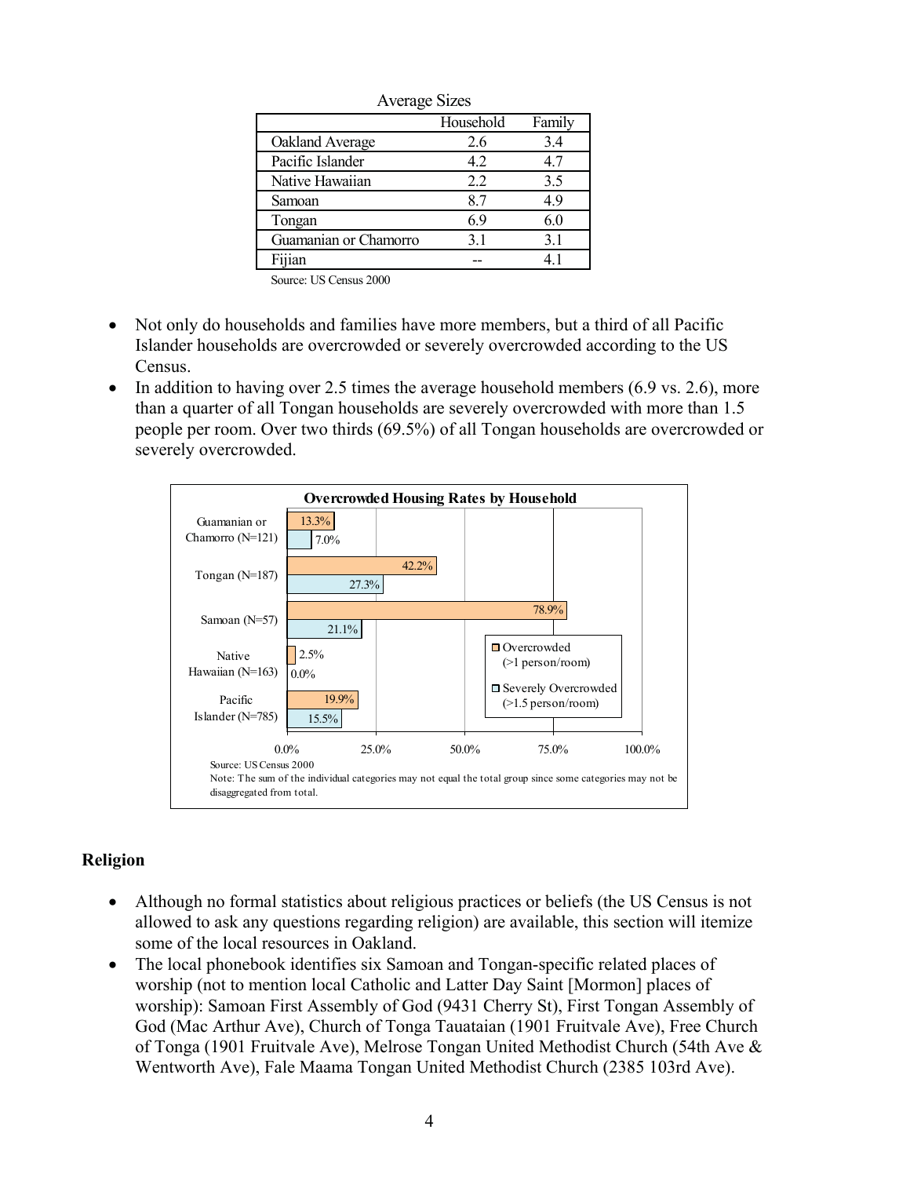Average Sizes

| | Household | Family |
|---|---|---|
| Oakland Average | 2.6 | 3.4 |
| Pacific Islander | 4.2 | 4.7 |
| Native Hawaiian | 2.2 | 3.5 |
| Samoan | 8.7 | 4.9 |
| Tongan | 6.9 | 6.0 |
| Guamanian or Chamorro | 3.1 | 3.1 |
| Fijian | -- | 4.1 |

Source: US Census 2000

- Not only do households and families have more members, but a third of all Pacific Islander households are overcrowded or severely overcrowded according to the US Census.
- In addition to having over 2.5 times the average household members (6.9 vs. 2.6), more than a quarter of all Tongan households are severely overcrowded with more than 1.5 people per room. Over two thirds (69.5%) of all Tongan households are overcrowded or severely overcrowded.

**Overcrowded Housing Rates by Household**

| | Overcrowded (>1 person/room) | Severely Overcrowded (>1.5 person/room) |
|---|---|---|
| Guamanian or Chamorro (N=121) | 13.3% | 7.0% |
| Tongan (N=187) | 42.2% | 27.3% |
| Samoan (N=57) | 78.9% | 21.1% |
| Native Hawaiian (N=163) | 2.5% | 0.0% |
| Pacific Islander (N=785) | 19.9% | 15.5% |

Source: US Census 2000
Note: The sum of the individual categories may not equal the total group since some categories may not be disaggregated from total.

## Religion

- Although no formal statistics about religious practices or beliefs (the US Census is not allowed to ask any questions regarding religion) are available, this section will itemize some of the local resources in Oakland.
- The local phonebook identifies six Samoan and Tongan-specific related places of worship (not to mention local Catholic and Latter Day Saint [Mormon] places of worship): Samoan First Assembly of God (9431 Cherry St), First Tongan Assembly of God (Mac Arthur Ave), Church of Tonga Tauataian (1901 Fruitvale Ave), Free Church of Tonga (1901 Fruitvale Ave), Melrose Tongan United Methodist Church (54th Ave & Wentworth Ave), Fale Maama Tongan United Methodist Church (2385 103rd Ave).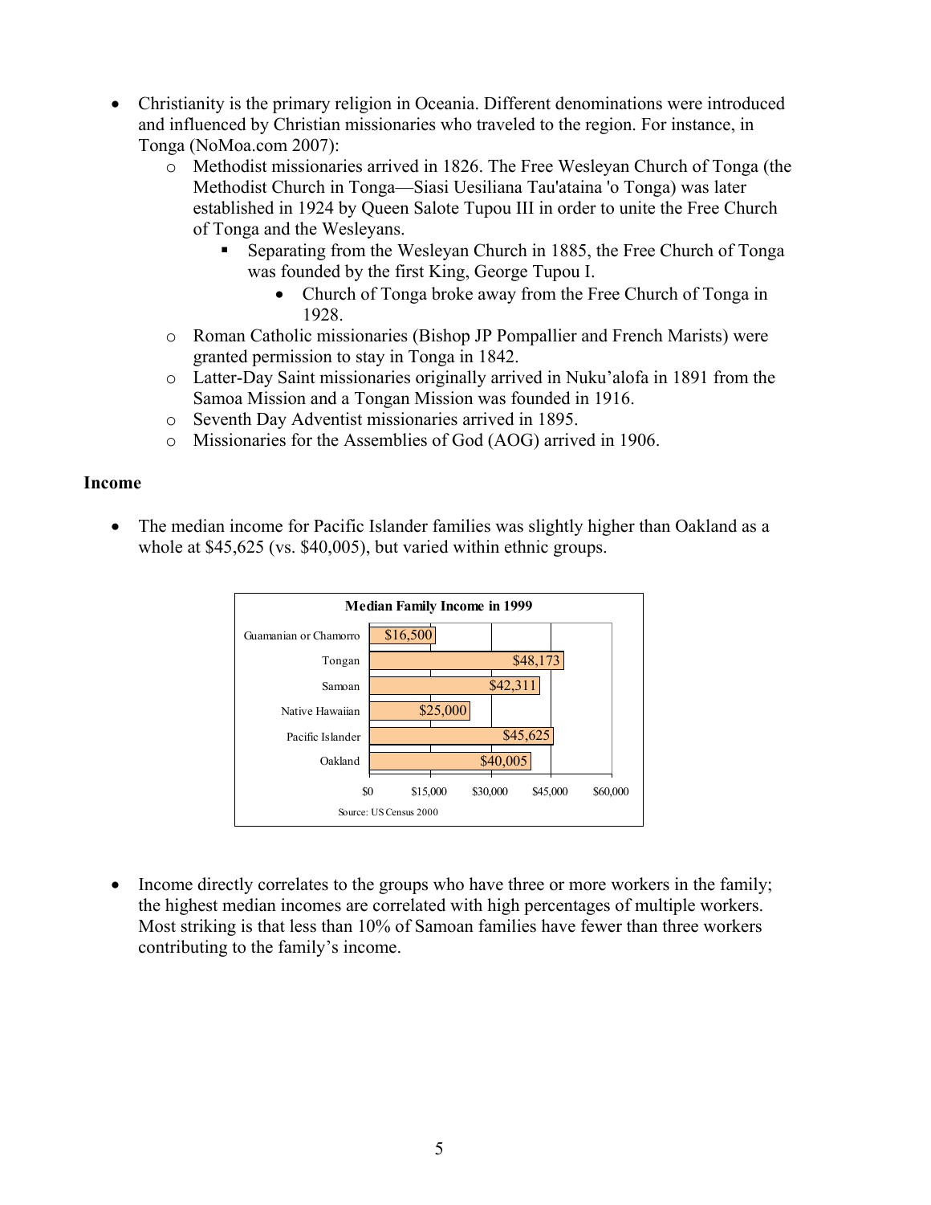- Christianity is the primary religion in Oceania. Different denominations were introduced and influenced by Christian missionaries who traveled to the region. For instance, in Tonga (NoMoa.com 2007):
  - Methodist missionaries arrived in 1826. The Free Wesleyan Church of Tonga (the Methodist Church in Tonga—Siasi Uesiliana Tau'ataina 'o Tonga) was later established in 1924 by Queen Salote Tupou III in order to unite the Free Church of Tonga and the Wesleyans.
    - Separating from the Wesleyan Church in 1885, the Free Church of Tonga was founded by the first King, George Tupou I.
      - Church of Tonga broke away from the Free Church of Tonga in 1928.
  - Roman Catholic missionaries (Bishop JP Pompallier and French Marists) were granted permission to stay in Tonga in 1842.
  - Latter-Day Saint missionaries originally arrived in Nuku'alofa in 1891 from the Samoa Mission and a Tongan Mission was founded in 1916.
  - Seventh Day Adventist missionaries arrived in 1895.
  - Missionaries for the Assemblies of God (AOG) arrived in 1906.

### Income

- The median income for Pacific Islander families was slightly higher than Oakland as a whole at $45,625 (vs. $40,005), but varied within ethnic groups.

**Median Family Income in 1999**

| Group | Median Family Income |
|---|---|
| Guamanian or Chamorro | $16,500 |
| Tongan | $48,173 |
| Samoan | $42,311 |
| Native Hawaiian | $25,000 |
| Pacific Islander | $45,625 |
| Oakland | $40,005 |

Source: US Census 2000

- Income directly correlates to the groups who have three or more workers in the family; the highest median incomes are correlated with high percentages of multiple workers. Most striking is that less than 10% of Samoan families have fewer than three workers contributing to the family's income.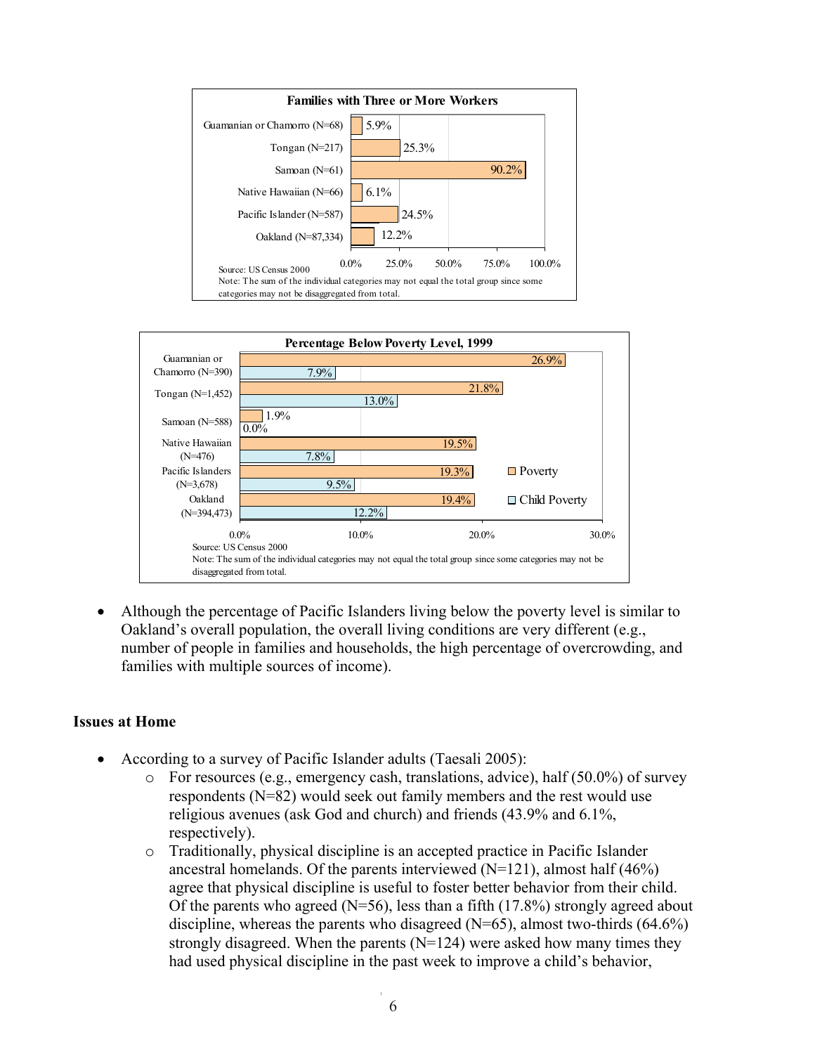**Families with Three or More Workers**

| Group | Percentage |
|---|---|
| Guamanian or Chamorro (N=68) | 5.9% |
| Tongan (N=217) | 25.3% |
| Samoan (N=61) | 90.2% |
| Native Hawaiian (N=66) | 6.1% |
| Pacific Islander (N=587) | 24.5% |
| Oakland (N=87,334) | 12.2% |

Source: US Census 2000
Note: The sum of the individual categories may not equal the total group since some categories may not be disaggregated from total.

**Percentage Below Poverty Level, 1999**

| Group | Poverty | Child Poverty |
|---|---|---|
| Guamanian or Chamorro (N=390) | 26.9% | 7.9% |
| Tongan (N=1,452) | 21.8% | 13.0% |
| Samoan (N=588) | 1.9% | 0.0% |
| Native Hawaiian (N=476) | 19.5% | 7.8% |
| Pacific Islanders (N=3,678) | 19.3% | 9.5% |
| Oakland (N=394,473) | 19.4% | 12.2% |

Source: US Census 2000
Note: The sum of the individual categories may not equal the total group since some categories may not be disaggregated from total.

- Although the percentage of Pacific Islanders living below the poverty level is similar to Oakland's overall population, the overall living conditions are very different (e.g., number of people in families and households, the high percentage of overcrowding, and families with multiple sources of income).

### Issues at Home

- According to a survey of Pacific Islander adults (Taesali 2005):
  - For resources (e.g., emergency cash, translations, advice), half (50.0%) of survey respondents (N=82) would seek out family members and the rest would use religious avenues (ask God and church) and friends (43.9% and 6.1%, respectively).
  - Traditionally, physical discipline is an accepted practice in Pacific Islander ancestral homelands. Of the parents interviewed (N=121), almost half (46%) agree that physical discipline is useful to foster better behavior from their child. Of the parents who agreed (N=56), less than a fifth (17.8%) strongly agreed about discipline, whereas the parents who disagreed (N=65), almost two-thirds (64.6%) strongly disagreed. When the parents (N=124) were asked how many times they had used physical discipline in the past week to improve a child's behavior,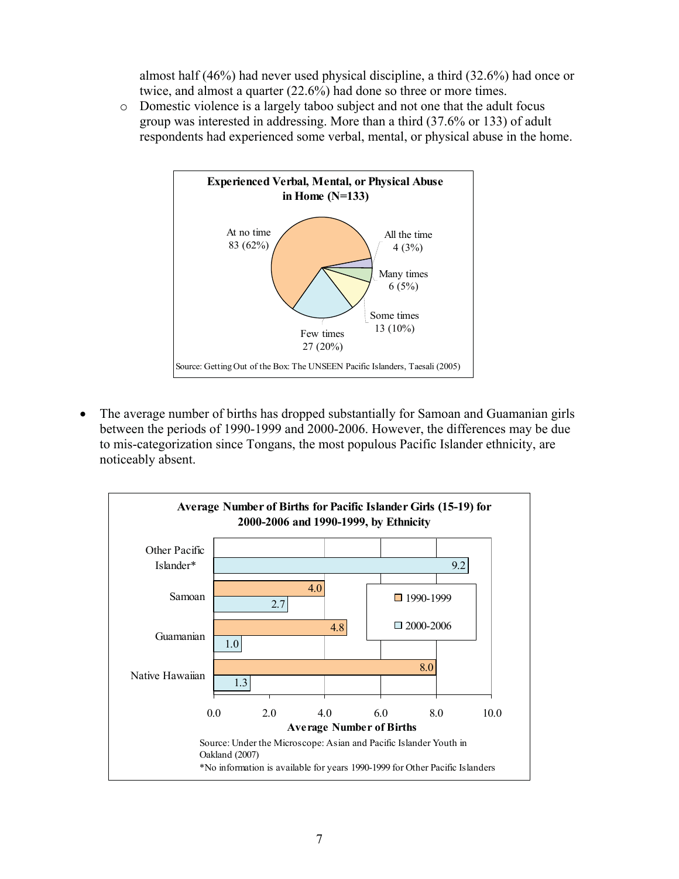almost half (46%) had never used physical discipline, a third (32.6%) had once or twice, and almost a quarter (22.6%) had done so three or more times.

- Domestic violence is a largely taboo subject and not one that the adult focus group was interested in addressing. More than a third (37.6% or 133) of adult respondents had experienced some verbal, mental, or physical abuse in the home.

**Experienced Verbal, Mental, or Physical Abuse in Home (N=133)**

| Response | Count (%) |
|---|---|
| At no time | 83 (62%) |
| All the time | 4 (3%) |
| Many times | 6 (5%) |
| Some times | 13 (10%) |
| Few times | 27 (20%) |

Source: Getting Out of the Box: The UNSEEN Pacific Islanders, Taesali (2005)

- The average number of births has dropped substantially for Samoan and Guamanian girls between the periods of 1990-1999 and 2000-2006. However, the differences may be due to mis-categorization since Tongans, the most populous Pacific Islander ethnicity, are noticeably absent.

**Average Number of Births for Pacific Islander Girls (15-19) for 2000-2006 and 1990-1999, by Ethnicity**

| Ethnicity | 1990-1999 | 2000-2006 |
|---|---|---|
| Other Pacific Islander* | | 9.2 |
| Samoan | 4.0 | 2.7 |
| Guamanian | 4.8 | 1.0 |
| Native Hawaiian | 8.0 | 1.3 |

Average Number of Births

Source: Under the Microscope: Asian and Pacific Islander Youth in Oakland (2007)

*No information is available for years 1990-1999 for Other Pacific Islanders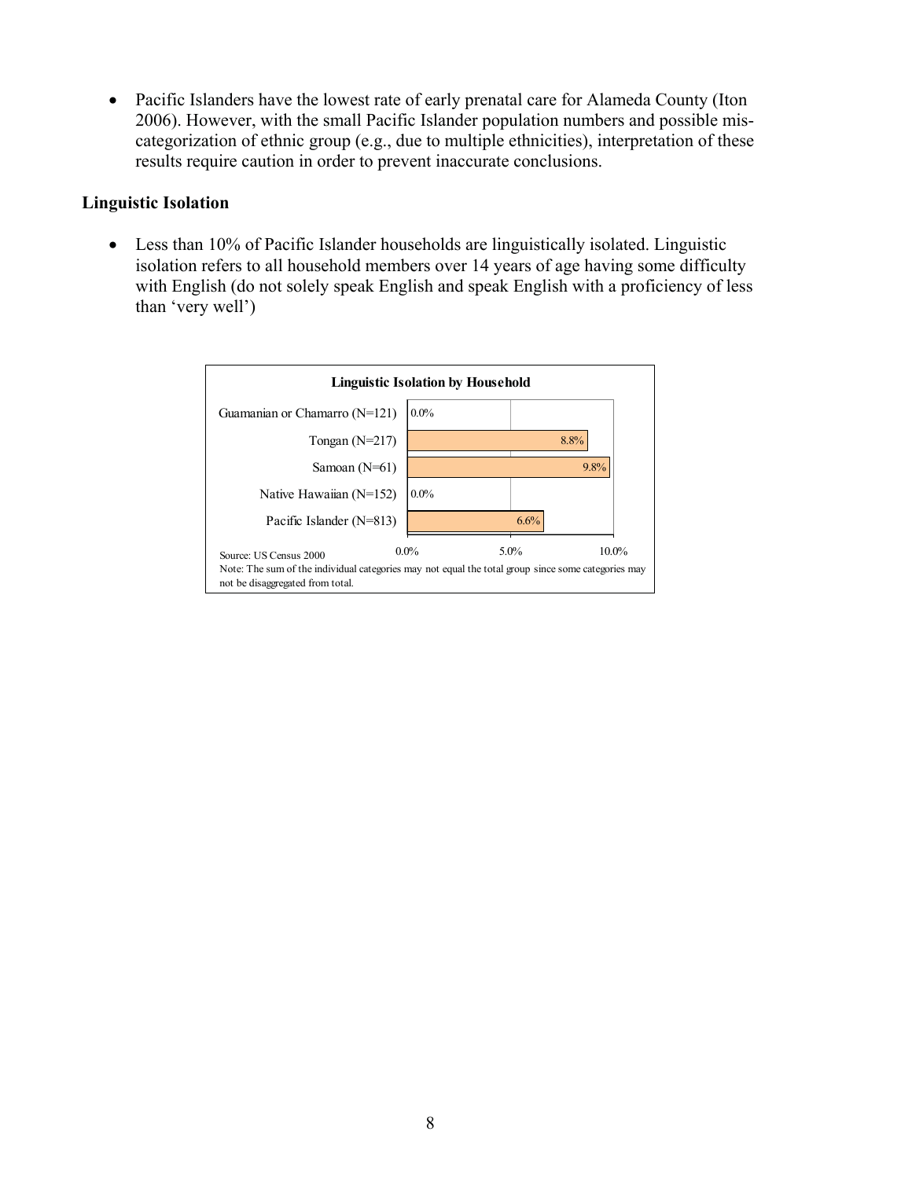- Pacific Islanders have the lowest rate of early prenatal care for Alameda County (Iton 2006). However, with the small Pacific Islander population numbers and possible mis-categorization of ethnic group (e.g., due to multiple ethnicities), interpretation of these results require caution in order to prevent inaccurate conclusions.

### Linguistic Isolation

- Less than 10% of Pacific Islander households are linguistically isolated. Linguistic isolation refers to all household members over 14 years of age having some difficulty with English (do not solely speak English and speak English with a proficiency of less than 'very well')

**Linguistic Isolation by Household**

| Group | Linguistic Isolation |
|---|---|
| Guamanian or Chamarro (N=121) | 0.0% |
| Tongan (N=217) | 8.8% |
| Samoan (N=61) | 9.8% |
| Native Hawaiian (N=152) | 0.0% |
| Pacific Islander (N=813) | 6.6% |

Source: US Census 2000

Note: The sum of the individual categories may not equal the total group since some categories may not be disaggregated from total.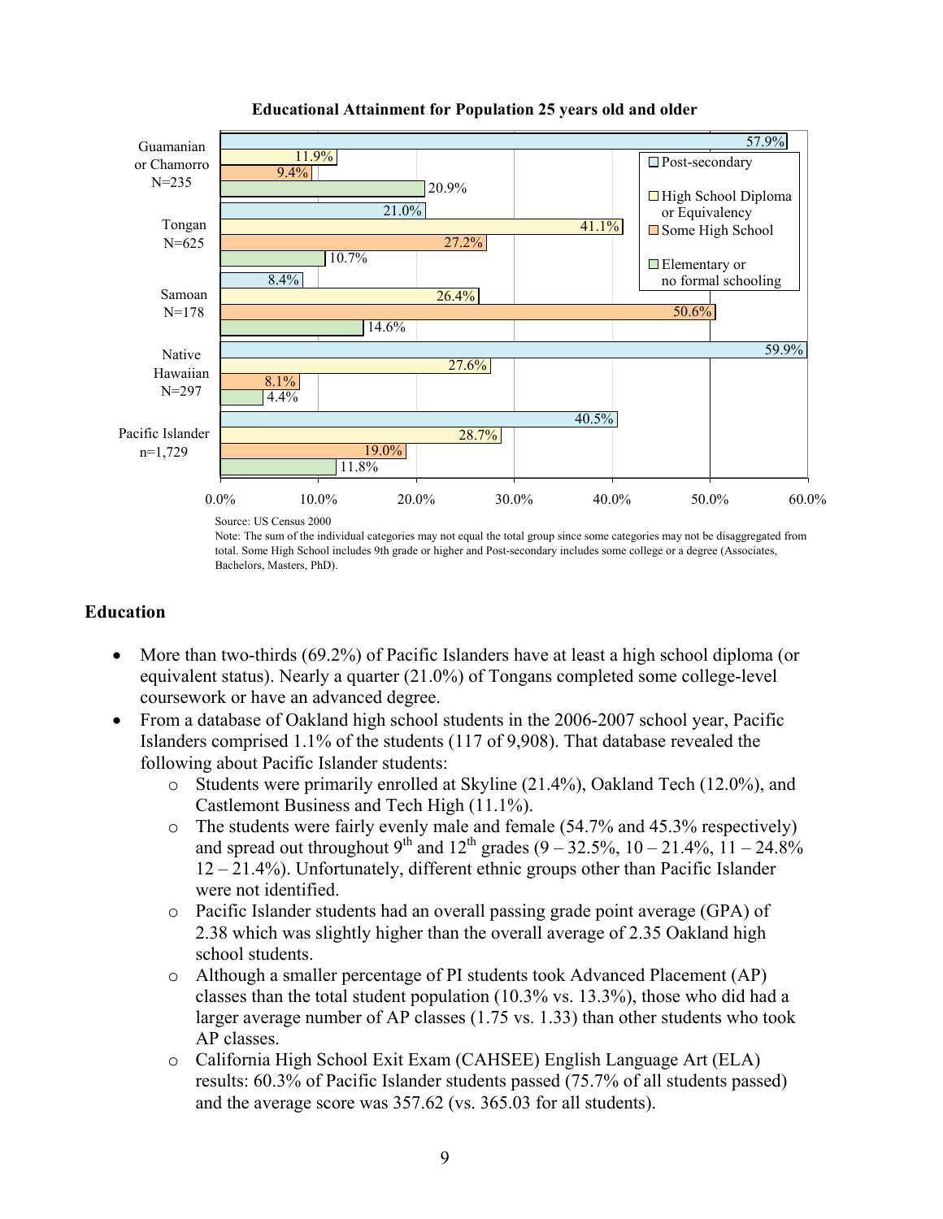**Educational Attainment for Population 25 years old and older**

| Group | Post-secondary | High School Diploma or Equivalency | Some High School | Elementary or no formal schooling |
| --- | --- | --- | --- | --- |
| Guamanian or Chamorro N=235 | 57.9% | 11.9% | 9.4% | 20.9% |
| Tongan N=625 | 21.0% | 41.1% | 27.2% | 10.7% |
| Samoan N=178 | 8.4% | 26.4% | 50.6% | 14.6% |
| Native Hawaiian N=297 | 59.9% | 27.6% | 8.1% | 4.4% |
| Pacific Islander n=1,729 | 40.5% | 28.7% | 19.0% | 11.8% |

Source: US Census 2000

Note: The sum of the individual categories may not equal the total group since some categories may not be disaggregated from total. Some High School includes 9th grade or higher and Post-secondary includes some college or a degree (Associates, Bachelors, Masters, PhD).

## Education

- More than two-thirds (69.2%) of Pacific Islanders have at least a high school diploma (or equivalent status). Nearly a quarter (21.0%) of Tongans completed some college-level coursework or have an advanced degree.
- From a database of Oakland high school students in the 2006-2007 school year, Pacific Islanders comprised 1.1% of the students (117 of 9,908). That database revealed the following about Pacific Islander students:
  - Students were primarily enrolled at Skyline (21.4%), Oakland Tech (12.0%), and Castlemont Business and Tech High (11.1%).
  - The students were fairly evenly male and female (54.7% and 45.3% respectively) and spread out throughout 9th and 12th grades (9 – 32.5%, 10 – 21.4%, 11 – 24.8% 12 – 21.4%). Unfortunately, different ethnic groups other than Pacific Islander were not identified.
  - Pacific Islander students had an overall passing grade point average (GPA) of 2.38 which was slightly higher than the overall average of 2.35 Oakland high school students.
  - Although a smaller percentage of PI students took Advanced Placement (AP) classes than the total student population (10.3% vs. 13.3%), those who did had a larger average number of AP classes (1.75 vs. 1.33) than other students who took AP classes.
  - California High School Exit Exam (CAHSEE) English Language Art (ELA) results: 60.3% of Pacific Islander students passed (75.7% of all students passed) and the average score was 357.62 (vs. 365.03 for all students).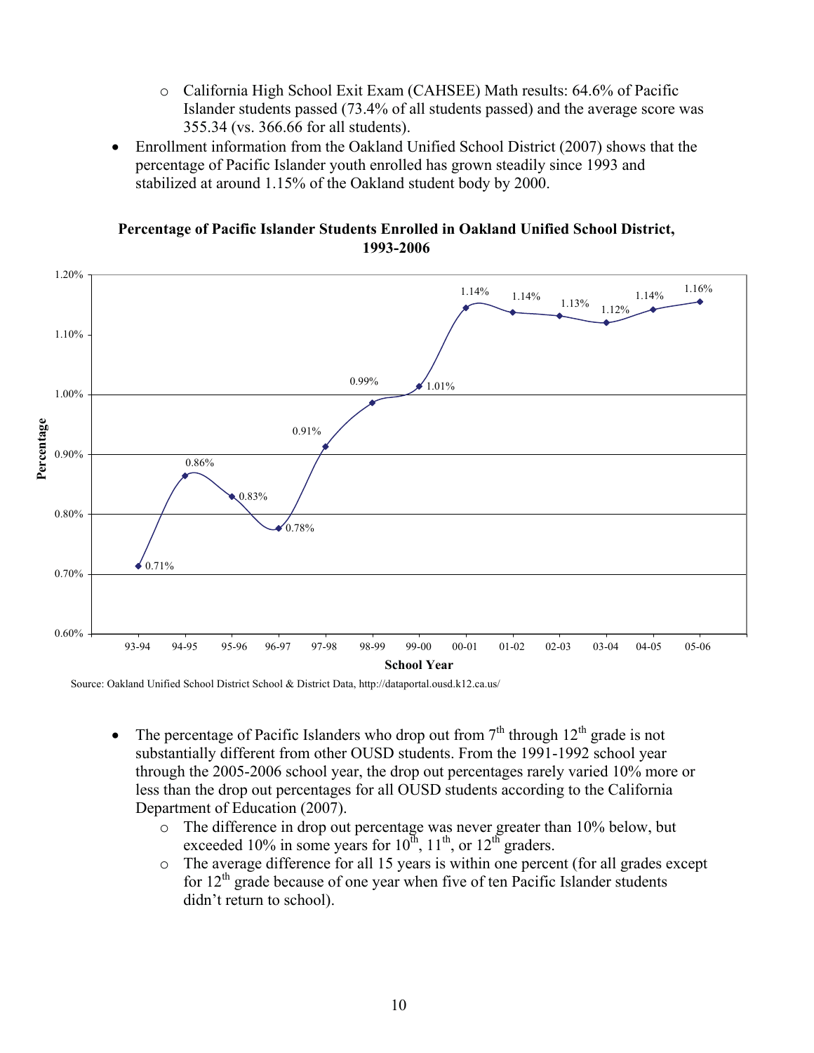- California High School Exit Exam (CAHSEE) Math results: 64.6% of Pacific Islander students passed (73.4% of all students passed) and the average score was 355.34 (vs. 366.66 for all students).

- Enrollment information from the Oakland Unified School District (2007) shows that the percentage of Pacific Islander youth enrolled has grown steadily since 1993 and stabilized at around 1.15% of the Oakland student body by 2000.

**Percentage of Pacific Islander Students Enrolled in Oakland Unified School District, 1993-2006**

| School Year | Percentage |
|---|---|
| 93-94 | 0.71% |
| 94-95 | 0.86% |
| 95-96 | 0.83% |
| 96-97 | 0.78% |
| 97-98 | 0.91% |
| 98-99 | 0.99% |
| 99-00 | 1.01% |
| 00-01 | 1.14% |
| 01-02 | 1.14% |
| 02-03 | 1.13% |
| 03-04 | 1.12% |
| 04-05 | 1.14% |
| 05-06 | 1.16% |

Source: Oakland Unified School District School & District Data, http://dataportal.ousd.k12.ca.us/

- The percentage of Pacific Islanders who drop out from 7th through 12th grade is not substantially different from other OUSD students. From the 1991-1992 school year through the 2005-2006 school year, the drop out percentages rarely varied 10% more or less than the drop out percentages for all OUSD students according to the California Department of Education (2007).
  - The difference in drop out percentage was never greater than 10% below, but exceeded 10% in some years for 10th, 11th, or 12th graders.
  - The average difference for all 15 years is within one percent (for all grades except for 12th grade because of one year when five of ten Pacific Islander students didn't return to school).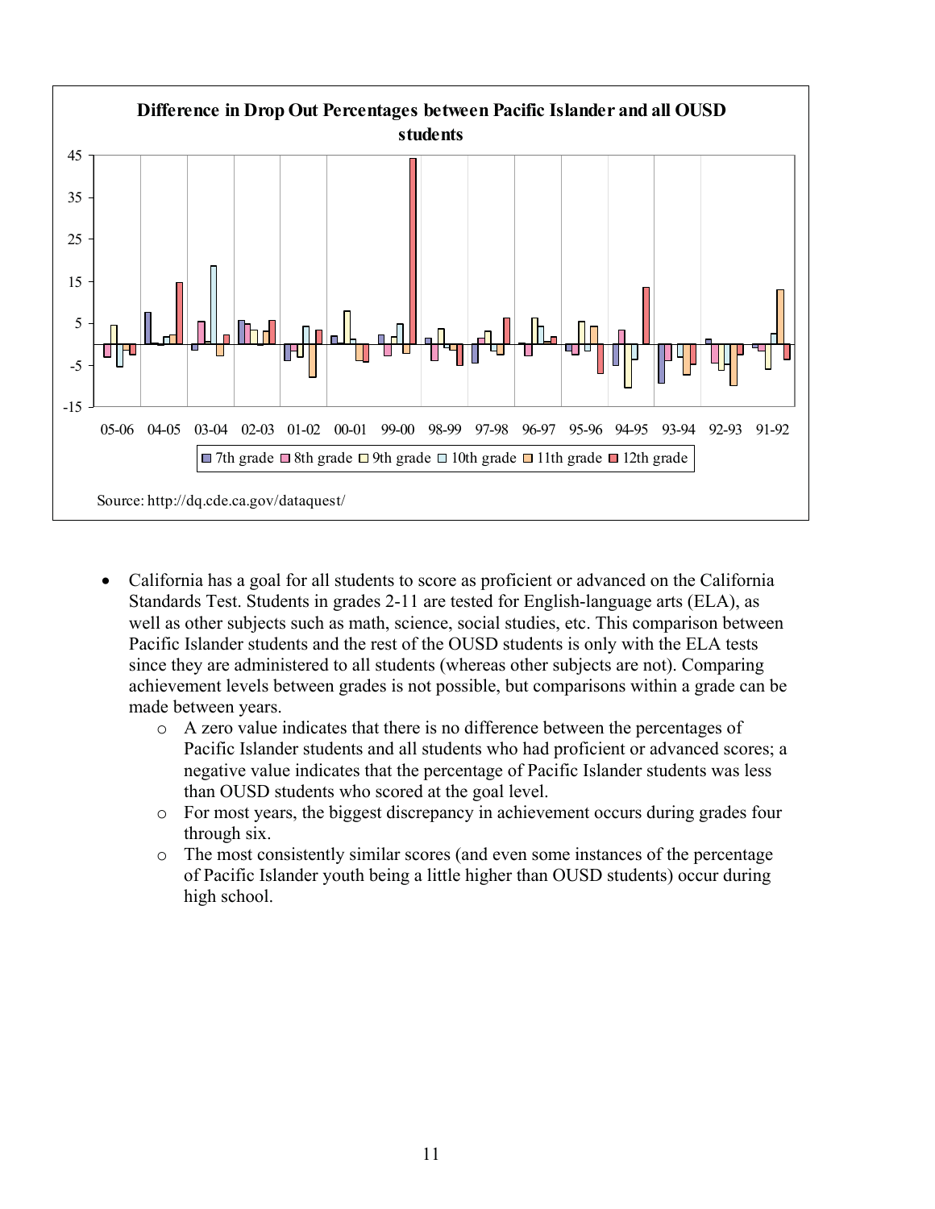**Difference in Drop Out Percentages between Pacific Islander and all OUSD students**

Source: http://dq.cde.ca.gov/dataquest/

- California has a goal for all students to score as proficient or advanced on the California Standards Test. Students in grades 2-11 are tested for English-language arts (ELA), as well as other subjects such as math, science, social studies, etc. This comparison between Pacific Islander students and the rest of the OUSD students is only with the ELA tests since they are administered to all students (whereas other subjects are not). Comparing achievement levels between grades is not possible, but comparisons within a grade can be made between years.
  - A zero value indicates that there is no difference between the percentages of Pacific Islander students and all students who had proficient or advanced scores; a negative value indicates that the percentage of Pacific Islander students was less than OUSD students who scored at the goal level.
  - For most years, the biggest discrepancy in achievement occurs during grades four through six.
  - The most consistently similar scores (and even some instances of the percentage of Pacific Islander youth being a little higher than OUSD students) occur during high school.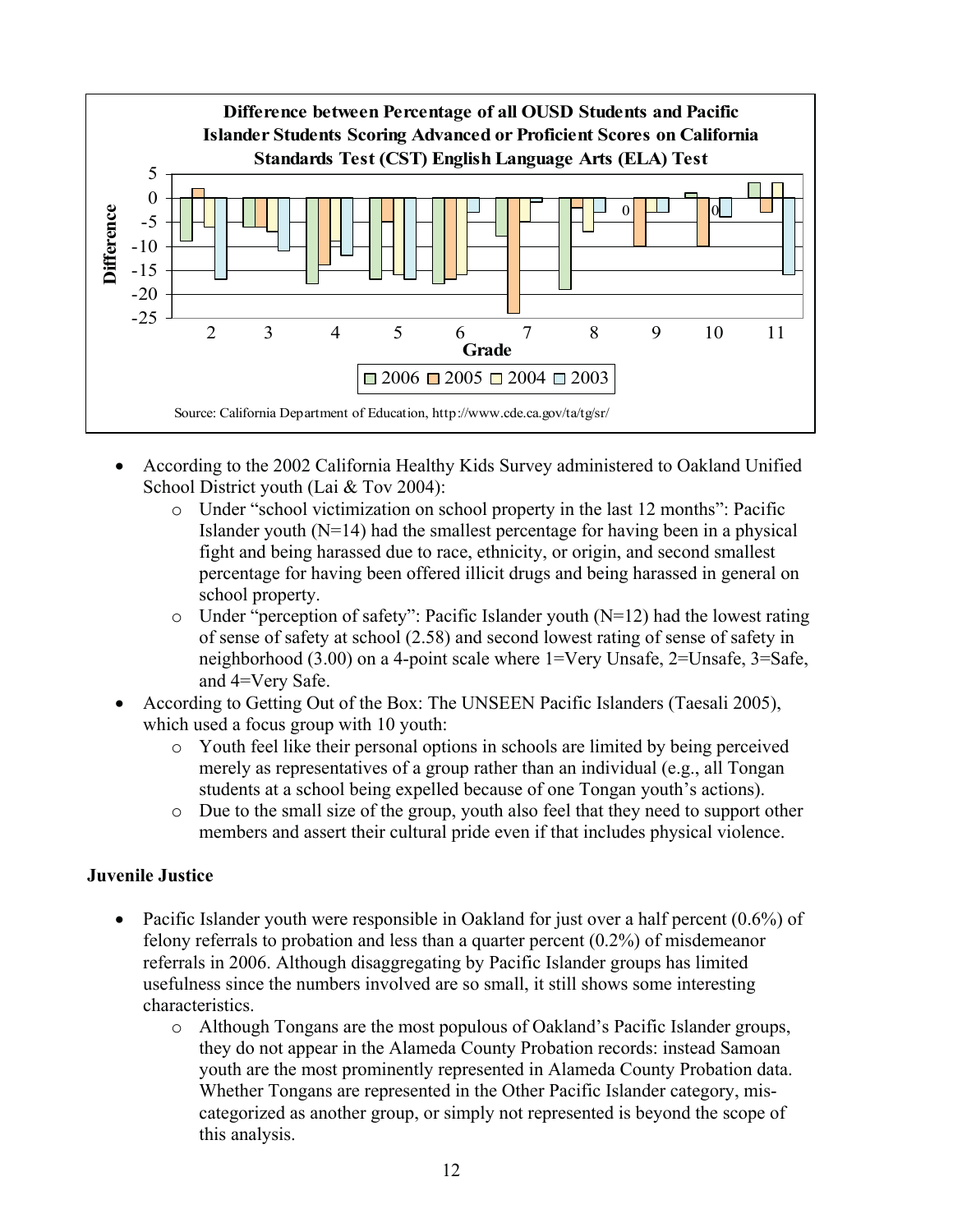**Difference between Percentage of all OUSD Students and Pacific Islander Students Scoring Advanced or Proficient Scores on California Standards Test (CST) English Language Arts (ELA) Test**

Source: California Department of Education, http://www.cde.ca.gov/ta/tg/sr/

- According to the 2002 California Healthy Kids Survey administered to Oakland Unified School District youth (Lai & Tov 2004):
    - Under "school victimization on school property in the last 12 months": Pacific Islander youth (N=14) had the smallest percentage for having been in a physical fight and being harassed due to race, ethnicity, or origin, and second smallest percentage for having been offered illicit drugs and being harassed in general on school property.
    - Under "perception of safety": Pacific Islander youth (N=12) had the lowest rating of sense of safety at school (2.58) and second lowest rating of sense of safety in neighborhood (3.00) on a 4-point scale where 1=Very Unsafe, 2=Unsafe, 3=Safe, and 4=Very Safe.
- According to Getting Out of the Box: The UNSEEN Pacific Islanders (Taesali 2005), which used a focus group with 10 youth:
    - Youth feel like their personal options in schools are limited by being perceived merely as representatives of a group rather than an individual (e.g., all Tongan students at a school being expelled because of one Tongan youth's actions).
    - Due to the small size of the group, youth also feel that they need to support other members and assert their cultural pride even if that includes physical violence.

**Juvenile Justice**

- Pacific Islander youth were responsible in Oakland for just over a half percent (0.6%) of felony referrals to probation and less than a quarter percent (0.2%) of misdemeanor referrals in 2006. Although disaggregating by Pacific Islander groups has limited usefulness since the numbers involved are so small, it still shows some interesting characteristics.
    - Although Tongans are the most populous of Oakland's Pacific Islander groups, they do not appear in the Alameda County Probation records: instead Samoan youth are the most prominently represented in Alameda County Probation data. Whether Tongans are represented in the Other Pacific Islander category, mis-categorized as another group, or simply not represented is beyond the scope of this analysis.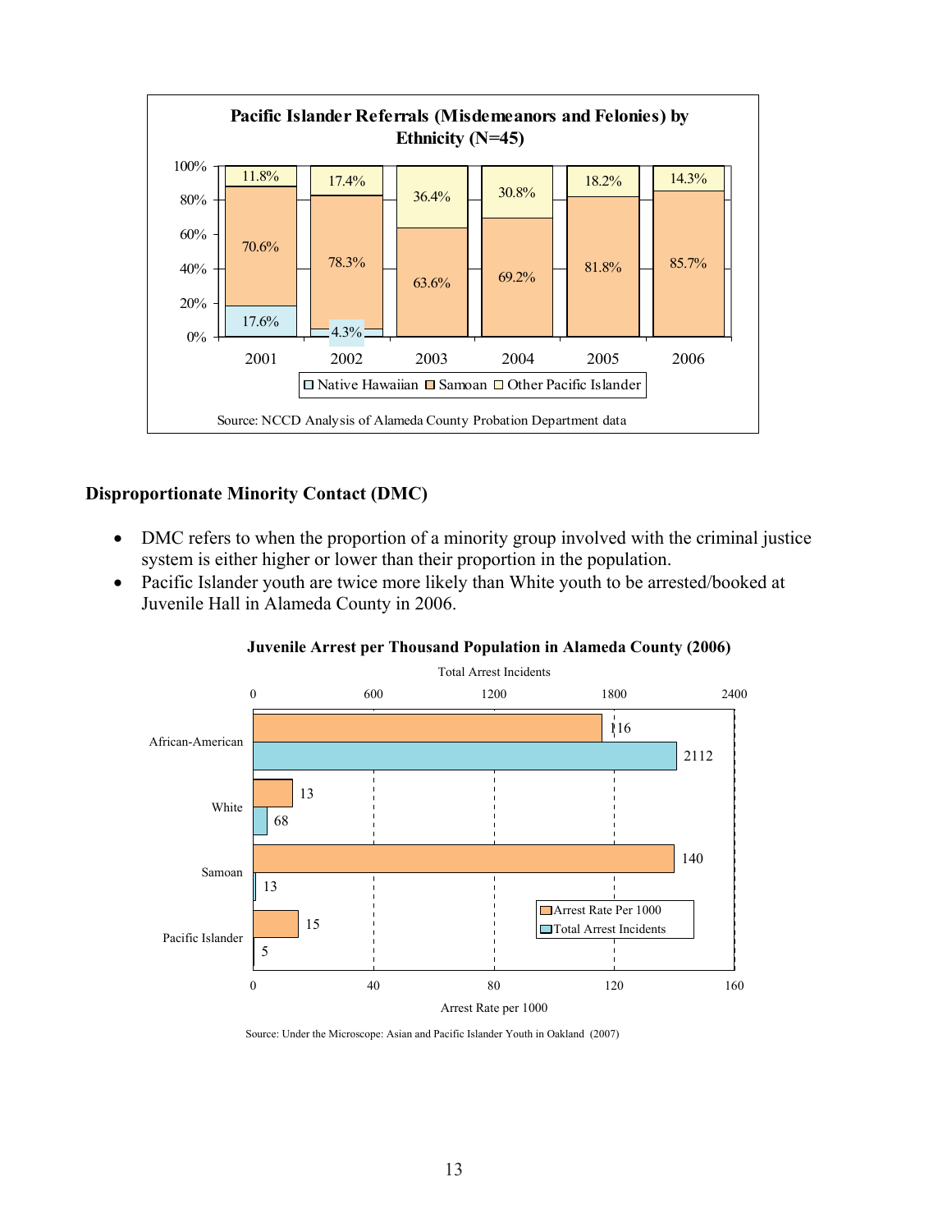**Pacific Islander Referrals (Misdemeanors and Felonies) by Ethnicity (N=45)**

| Year | Native Hawaiian | Samoan | Other Pacific Islander |
|---|---|---|---|
| 2001 | 17.6% | 70.6% | 11.8% |
| 2002 | 4.3% | 78.3% | 17.4% |
| 2003 | | 63.6% | 36.4% |
| 2004 | | 69.2% | 30.8% |
| 2005 | | 81.8% | 18.2% |
| 2006 | | 85.7% | 14.3% |

Source: NCCD Analysis of Alameda County Probation Department data

## Disproportionate Minority Contact (DMC)

- DMC refers to when the proportion of a minority group involved with the criminal justice system is either higher or lower than their proportion in the population.
- Pacific Islander youth are twice more likely than White youth to be arrested/booked at Juvenile Hall in Alameda County in 2006.

**Juvenile Arrest per Thousand Population in Alameda County (2006)**

| Group | Arrest Rate Per 1000 | Total Arrest Incidents |
|---|---|---|
| African-American | 116 | 2112 |
| White | 13 | 68 |
| Samoan | 140 | 13 |
| Pacific Islander | 15 | 5 |

Source: Under the Microscope: Asian and Pacific Islander Youth in Oakland (2007)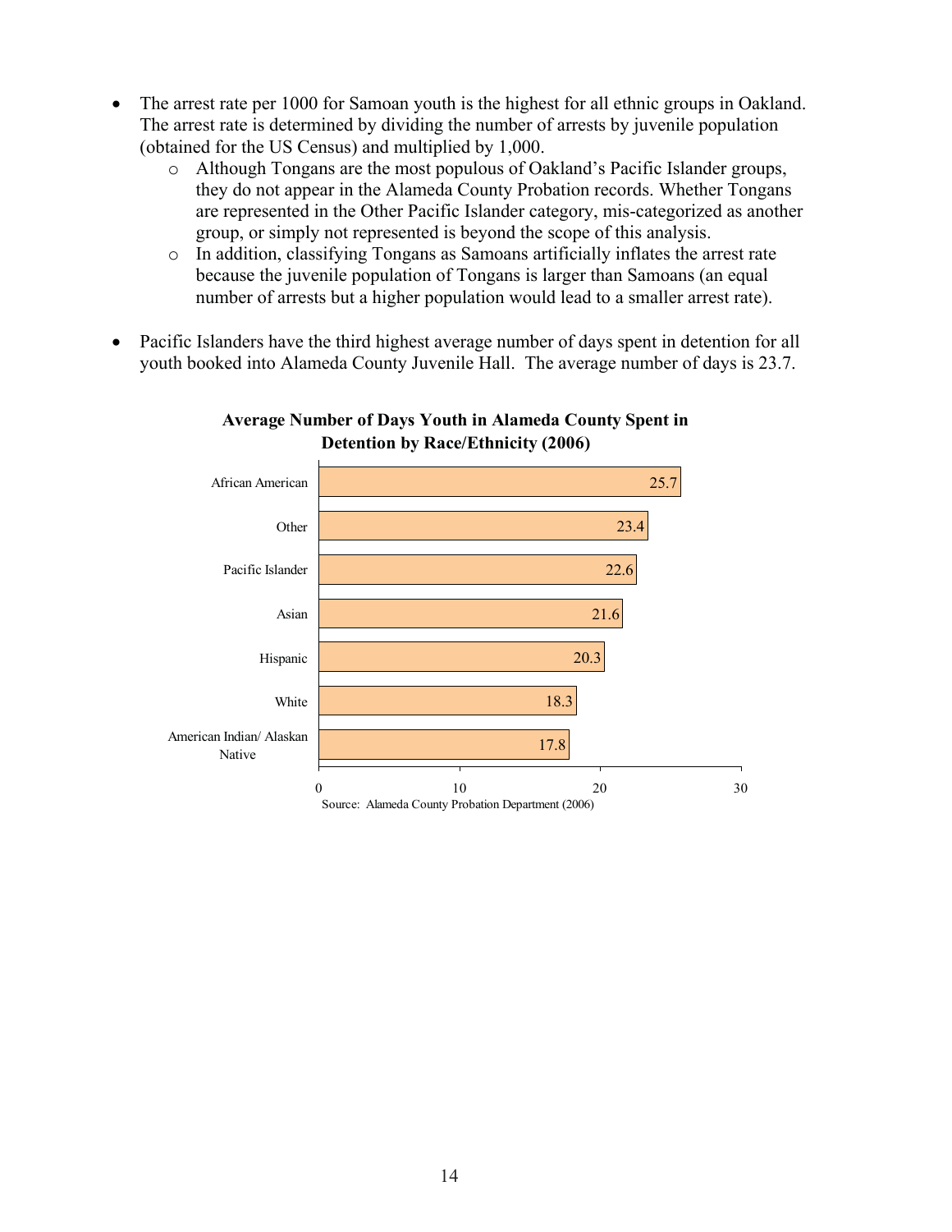- The arrest rate per 1000 for Samoan youth is the highest for all ethnic groups in Oakland. The arrest rate is determined by dividing the number of arrests by juvenile population (obtained for the US Census) and multiplied by 1,000.
    - Although Tongans are the most populous of Oakland's Pacific Islander groups, they do not appear in the Alameda County Probation records. Whether Tongans are represented in the Other Pacific Islander category, mis-categorized as another group, or simply not represented is beyond the scope of this analysis.
    - In addition, classifying Tongans as Samoans artificially inflates the arrest rate because the juvenile population of Tongans is larger than Samoans (an equal number of arrests but a higher population would lead to a smaller arrest rate).

- Pacific Islanders have the third highest average number of days spent in detention for all youth booked into Alameda County Juvenile Hall. The average number of days is 23.7.

**Average Number of Days Youth in Alameda County Spent in Detention by Race/Ethnicity (2006)**

| Race/Ethnicity | Average Number of Days |
|---|---|
| African American | 25.7 |
| Other | 23.4 |
| Pacific Islander | 22.6 |
| Asian | 21.6 |
| Hispanic | 20.3 |
| White | 18.3 |
| American Indian/ Alaskan Native | 17.8 |

Source: Alameda County Probation Department (2006)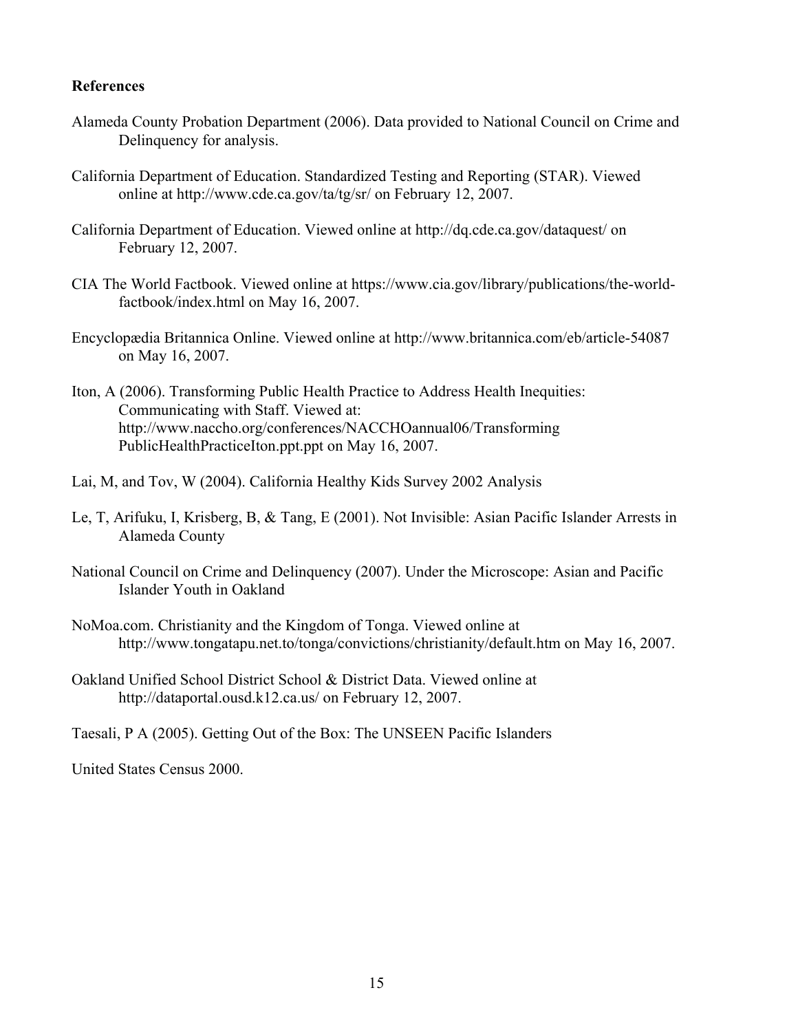**References**

Alameda County Probation Department (2006). Data provided to National Council on Crime and Delinquency for analysis.

California Department of Education. Standardized Testing and Reporting (STAR). Viewed online at http://www.cde.ca.gov/ta/tg/sr/ on February 12, 2007.

California Department of Education. Viewed online at http://dq.cde.ca.gov/dataquest/ on February 12, 2007.

CIA The World Factbook. Viewed online at https://www.cia.gov/library/publications/the-world-factbook/index.html on May 16, 2007.

Encyclopædia Britannica Online. Viewed online at http://www.britannica.com/eb/article-54087 on May 16, 2007.

Iton, A (2006). Transforming Public Health Practice to Address Health Inequities: Communicating with Staff. Viewed at: http://www.naccho.org/conferences/NACCHOannual06/Transforming PublicHealthPracticeIton.ppt.ppt on May 16, 2007.

Lai, M, and Tov, W (2004). California Healthy Kids Survey 2002 Analysis

Le, T, Arifuku, I, Krisberg, B, & Tang, E (2001). Not Invisible: Asian Pacific Islander Arrests in Alameda County

National Council on Crime and Delinquency (2007). Under the Microscope: Asian and Pacific Islander Youth in Oakland

NoMoa.com. Christianity and the Kingdom of Tonga. Viewed online at http://www.tongatapu.net.to/tonga/convictions/christianity/default.htm on May 16, 2007.

Oakland Unified School District School & District Data. Viewed online at http://dataportal.ousd.k12.ca.us/ on February 12, 2007.

Taesali, P A (2005). Getting Out of the Box: The UNSEEN Pacific Islanders

United States Census 2000.